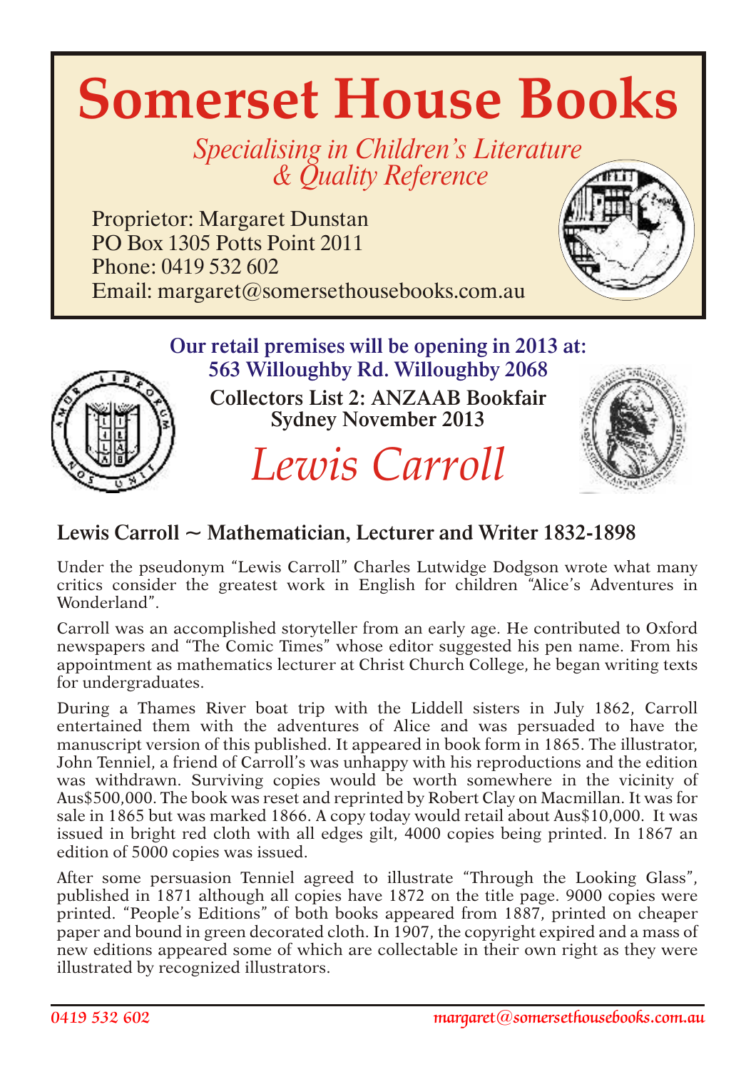# Somerset House Books

*Specialising in Children's Literature & Quality Reference*

Proprietor: Margaret Dunstan
PO Box 1305 Potts Point 2011
Phone: 0419 532 602
Email: margaret@somersethousebooks.com.au

**Our retail premises will be opening in 2013 at: 563 Willoughby Rd. Willoughby 2068**

**Collectors List 2: ANZAAB Bookfair Sydney November 2013**

# *Lewis Carroll*

## Lewis Carroll ~ Mathematician, Lecturer and Writer 1832-1898

Under the pseudonym "Lewis Carroll" Charles Lutwidge Dodgson wrote what many critics consider the greatest work in English for children "Alice's Adventures in Wonderland".

Carroll was an accomplished storyteller from an early age. He contributed to Oxford newspapers and "The Comic Times" whose editor suggested his pen name. From his appointment as mathematics lecturer at Christ Church College, he began writing texts for undergraduates.

During a Thames River boat trip with the Liddell sisters in July 1862, Carroll entertained them with the adventures of Alice and was persuaded to have the manuscript version of this published. It appeared in book form in 1865. The illustrator, John Tenniel, a friend of Carroll's was unhappy with his reproductions and the edition was withdrawn. Surviving copies would be worth somewhere in the vicinity of Aus$500,000. The book was reset and reprinted by Robert Clay on Macmillan. It was for sale in 1865 but was marked 1866. A copy today would retail about Aus$10,000. It was issued in bright red cloth with all edges gilt, 4000 copies being printed. In 1867 an edition of 5000 copies was issued.

After some persuasion Tenniel agreed to illustrate "Through the Looking Glass", published in 1871 although all copies have 1872 on the title page. 9000 copies were printed. "People's Editions" of both books appeared from 1887, printed on cheaper paper and bound in green decorated cloth. In 1907, the copyright expired and a mass of new editions appeared some of which are collectable in their own right as they were illustrated by recognized illustrators.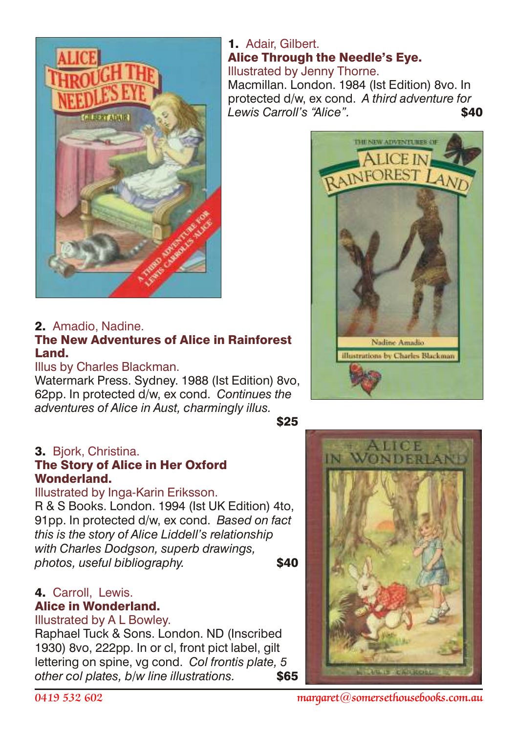**1.** Adair, Gilbert.
**Alice Through the Needle's Eye.**
Illustrated by Jenny Thorne.
Macmillan. London. 1984 (Ist Edition) 8vo. In protected d/w, ex cond. *A third adventure for Lewis Carroll's "Alice".* **$40**

**2.** Amadio, Nadine.
**The New Adventures of Alice in Rainforest Land.**
Illus by Charles Blackman.
Watermark Press. Sydney. 1988 (Ist Edition) 8vo, 62pp. In protected d/w, ex cond. *Continues the adventures of Alice in Aust, charmingly illus.* **$25**

**3.** Bjork, Christina.
**The Story of Alice in Her Oxford Wonderland.**
Illustrated by Inga-Karin Eriksson.
R & S Books. London. 1994 (Ist UK Edition) 4to, 91pp. In protected d/w, ex cond. *Based on fact this is the story of Alice Liddell's relationship with Charles Dodgson, superb drawings, photos, useful bibliography.* **$40**

**4.** Carroll, Lewis.
**Alice in Wonderland.**
Illustrated by A L Bowley.
Raphael Tuck & Sons. London. ND (Inscribed 1930) 8vo, 222pp. In or cl, front pict label, gilt lettering on spine, vg cond. *Col frontis plate, 5 other col plates, b/w line illustrations.* **$65**

0419 532 602 margaret@somersethousebooks.com.au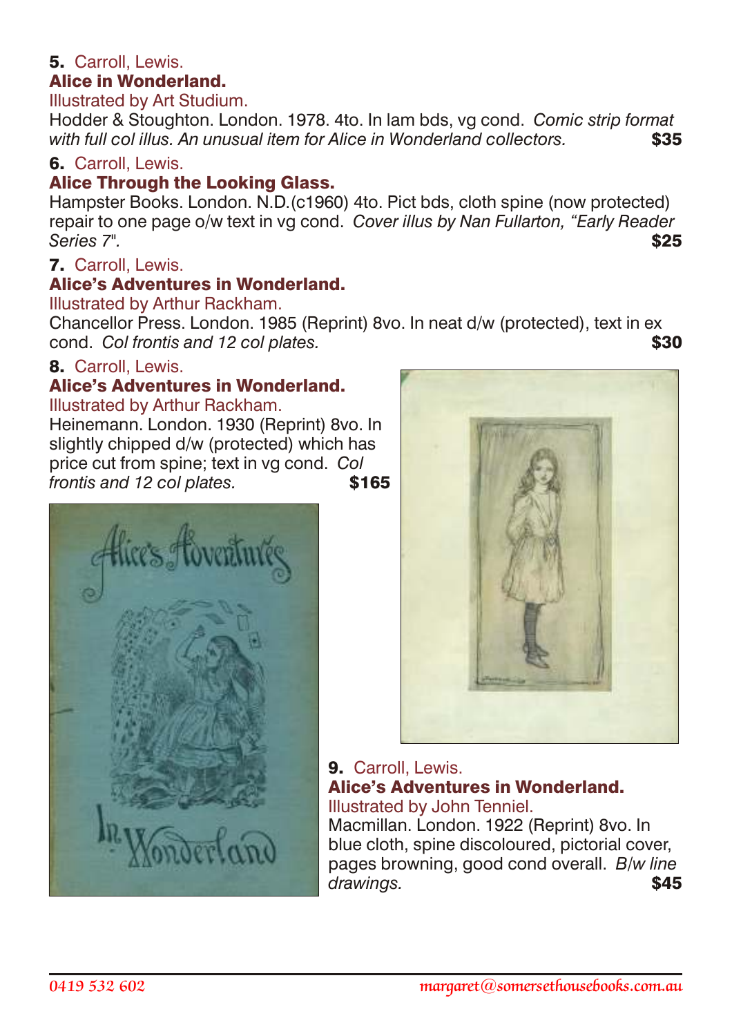**5.** Carroll, Lewis.
**Alice in Wonderland.**
Illustrated by Art Studium.
Hodder & Stoughton. London. 1978. 4to. In lam bds, vg cond. *Comic strip format with full col illus. An unusual item for Alice in Wonderland collectors.* **$35**

**6.** Carroll, Lewis.
**Alice Through the Looking Glass.**
Hampster Books. London. N.D.(c1960) 4to. Pict bds, cloth spine (now protected) repair to one page o/w text in vg cond. *Cover illus by Nan Fullarton, "Early Reader Series 7".* **$25**

**7.** Carroll, Lewis.
**Alice's Adventures in Wonderland.**
Illustrated by Arthur Rackham.
Chancellor Press. London. 1985 (Reprint) 8vo. In neat d/w (protected), text in ex cond. *Col frontis and 12 col plates.* **$30**

**8.** Carroll, Lewis.
**Alice's Adventures in Wonderland.**
Illustrated by Arthur Rackham.
Heinemann. London. 1930 (Reprint) 8vo. In slightly chipped d/w (protected) which has price cut from spine; text in vg cond. *Col frontis and 12 col plates.* **$165**

**9.** Carroll, Lewis.
**Alice's Adventures in Wonderland.**
Illustrated by John Tenniel.
Macmillan. London. 1922 (Reprint) 8vo. In blue cloth, spine discoloured, pictorial cover, pages browning, good cond overall. *B/w line drawings.* **$45**

*0419 532 602* *margaret@somersethousebooks.com.au*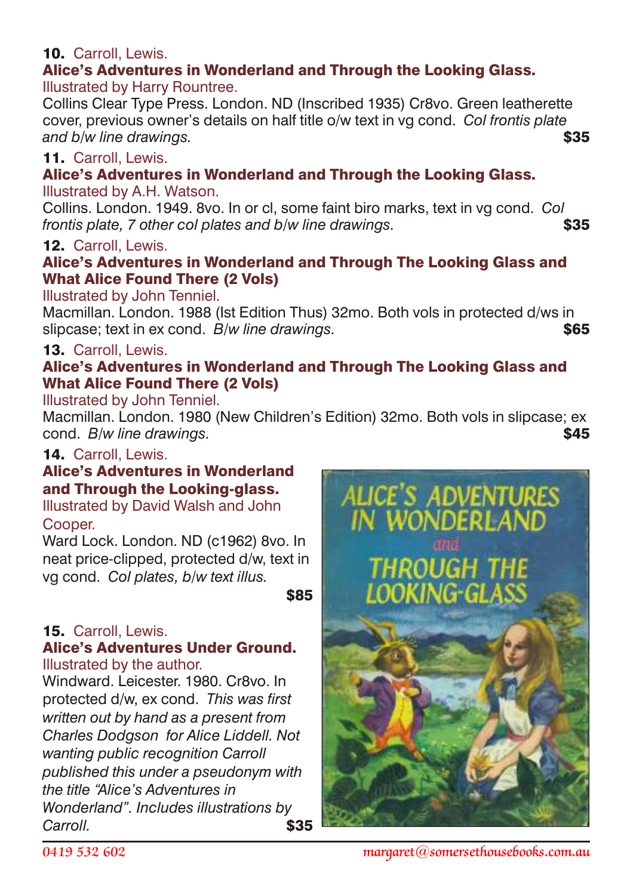**10.** Carroll, Lewis.
**Alice's Adventures in Wonderland and Through the Looking Glass.**
Illustrated by Harry Rountree.
Collins Clear Type Press. London. ND (Inscribed 1935) Cr8vo. Green leatherette cover, previous owner's details on half title o/w text in vg cond. *Col frontis plate and b/w line drawings.* **$35**

**11.** Carroll, Lewis.
**Alice's Adventures in Wonderland and Through the Looking Glass.**
Illustrated by A.H. Watson.
Collins. London. 1949. 8vo. In or cl, some faint biro marks, text in vg cond. *Col frontis plate, 7 other col plates and b/w line drawings.* **$35**

**12.** Carroll, Lewis.
**Alice's Adventures in Wonderland and Through The Looking Glass and What Alice Found There (2 Vols)**
Illustrated by John Tenniel.
Macmillan. London. 1988 (Ist Edition Thus) 32mo. Both vols in protected d/ws in slipcase; text in ex cond. *B/w line drawings.* **$65**

**13.** Carroll, Lewis.
**Alice's Adventures in Wonderland and Through The Looking Glass and What Alice Found There (2 Vols)**
Illustrated by John Tenniel.
Macmillan. London. 1980 (New Children's Edition) 32mo. Both vols in slipcase; ex cond. *B/w line drawings.* **$45**

**14.** Carroll, Lewis.
**Alice's Adventures in Wonderland and Through the Looking-glass.**
Illustrated by David Walsh and John Cooper.
Ward Lock. London. ND (c1962) 8vo. In neat price-clipped, protected d/w, text in vg cond. *Col plates, b/w text illus.* **$85**

**15.** Carroll, Lewis.
**Alice's Adventures Under Ground.**
Illustrated by the author.
Windward. Leicester. 1980. Cr8vo. In protected d/w, ex cond. *This was first written out by hand as a present from Charles Dodgson for Alice Liddell. Not wanting public recognition Carroll published this under a pseudonym with the title "Alice's Adventures in Wonderland". Includes illustrations by Carroll.* **$35**

0419 532 602 margaret@somersethousebooks.com.au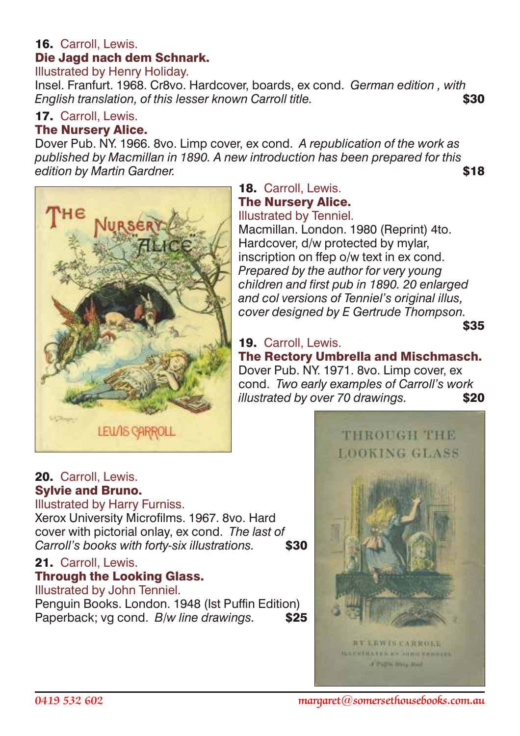**16.** Carroll, Lewis.
**Die Jagd nach dem Schnark.**
Illustrated by Henry Holiday.
Insel. Franfurt. 1968. Cr8vo. Hardcover, boards, ex cond. *German edition , with English translation, of this lesser known Carroll title.* **$30**

**17.** Carroll, Lewis.
**The Nursery Alice.**
Dover Pub. NY. 1966. 8vo. Limp cover, ex cond. *A republication of the work as published by Macmillan in 1890. A new introduction has been prepared for this edition by Martin Gardner.* **$18**

**18.** Carroll, Lewis.
**The Nursery Alice.**
Illustrated by Tenniel.
Macmillan. London. 1980 (Reprint) 4to. Hardcover, d/w protected by mylar, inscription on ffep o/w text in ex cond. *Prepared by the author for very young children and first pub in 1890. 20 enlarged and col versions of Tenniel's original illus, cover designed by E Gertrude Thompson.* **$35**

**19.** Carroll, Lewis.
**The Rectory Umbrella and Mischmasch.**
Dover Pub. NY. 1971. 8vo. Limp cover, ex cond. *Two early examples of Carroll's work illustrated by over 70 drawings.* **$20**

**20.** Carroll, Lewis.
**Sylvie and Bruno.**
Illustrated by Harry Furniss.
Xerox University Microfilms. 1967. 8vo. Hard cover with pictorial onlay, ex cond. *The last of Carroll's books with forty-six illustrations.* **$30**

**21.** Carroll, Lewis.
**Through the Looking Glass.**
Illustrated by John Tenniel.
Penguin Books. London. 1948 (Ist Puffin Edition) Paperback; vg cond. *B/w line drawings.* **$25**

0419 532 602 margaret@somersethousebooks.com.au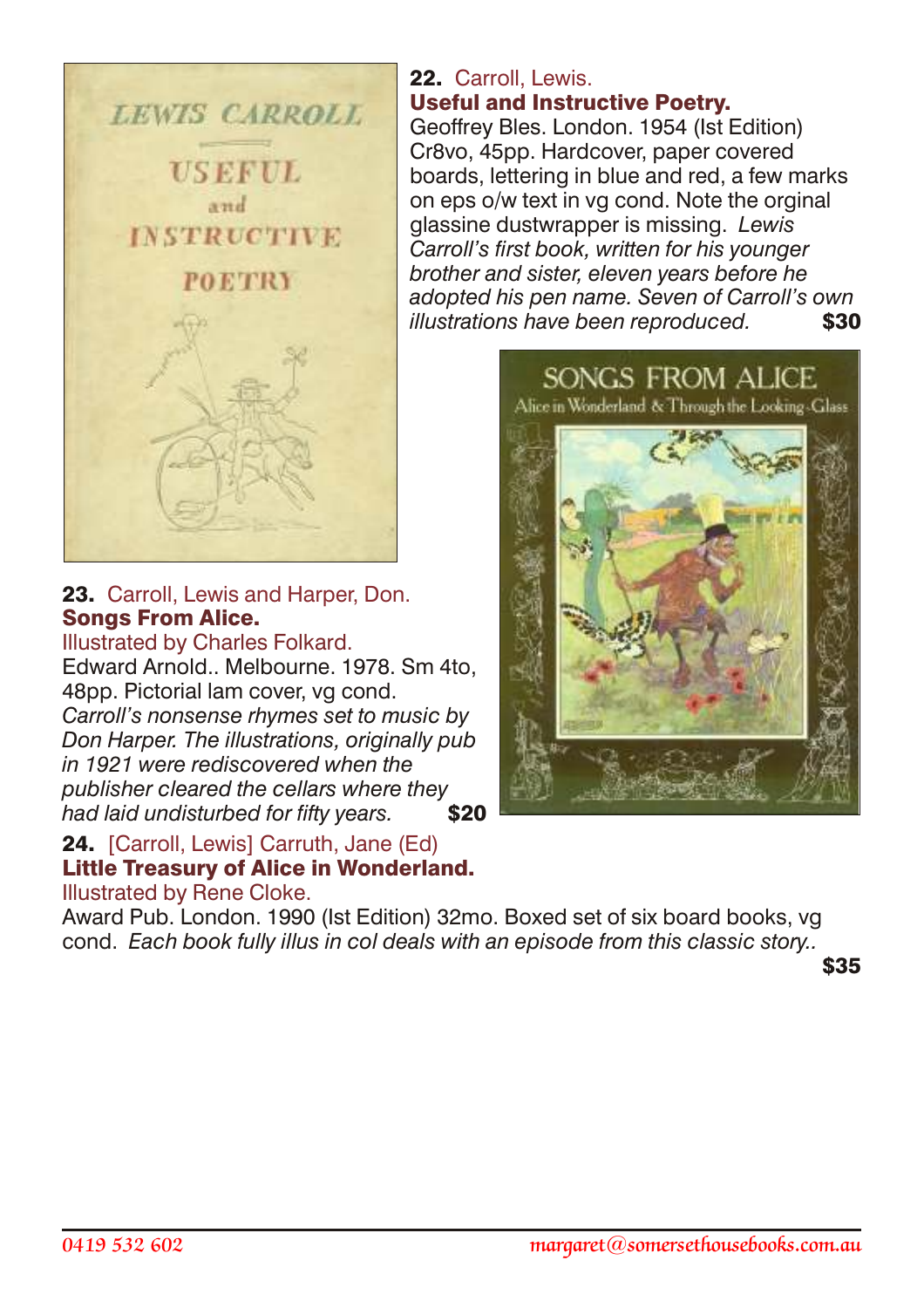**22.** Carroll, Lewis.
**Useful and Instructive Poetry.**
Geoffrey Bles. London. 1954 (Ist Edition) Cr8vo, 45pp. Hardcover, paper covered boards, lettering in blue and red, a few marks on eps o/w text in vg cond. Note the orginal glassine dustwrapper is missing. *Lewis Carroll's first book, written for his younger brother and sister, eleven years before he adopted his pen name. Seven of Carroll's own illustrations have been reproduced.* **$30**

**23.** Carroll, Lewis and Harper, Don.
**Songs From Alice.**
Illustrated by Charles Folkard.
Edward Arnold.. Melbourne. 1978. Sm 4to, 48pp. Pictorial lam cover, vg cond. *Carroll's nonsense rhymes set to music by Don Harper. The illustrations, originally pub in 1921 were rediscovered when the publisher cleared the cellars where they had laid undisturbed for fifty years.* **$20**

**24.** [Carroll, Lewis] Carruth, Jane (Ed)
**Little Treasury of Alice in Wonderland.**
Illustrated by Rene Cloke.
Award Pub. London. 1990 (Ist Edition) 32mo. Boxed set of six board books, vg cond. *Each book fully illus in col deals with an episode from this classic story..* **$35**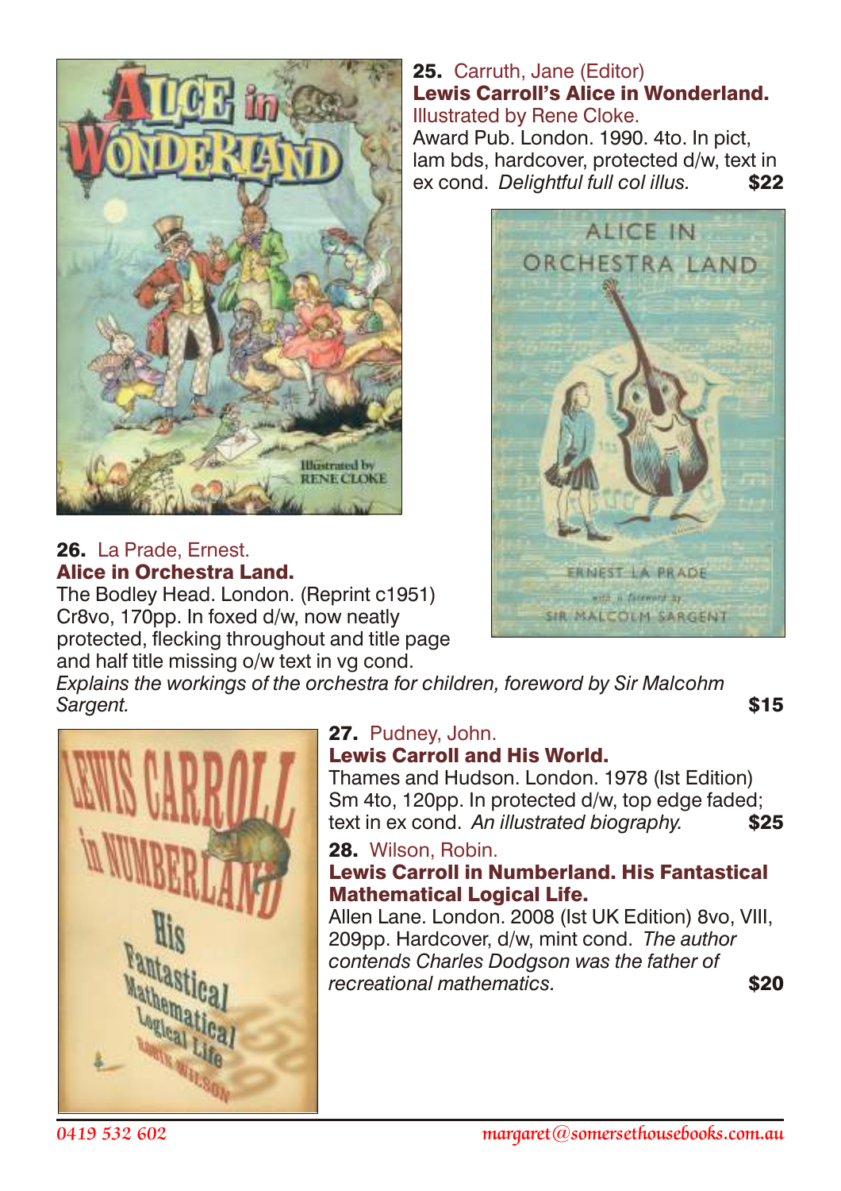**25.** Carruth, Jane (Editor)
**Lewis Carroll's Alice in Wonderland.**
Illustrated by Rene Cloke.
Award Pub. London. 1990. 4to. In pict, lam bds, hardcover, protected d/w, text in ex cond. *Delightful full col illus.* **$22**

**26.** La Prade, Ernest.
**Alice in Orchestra Land.**
The Bodley Head. London. (Reprint c1951) Cr8vo, 170pp. In foxed d/w, now neatly protected, flecking throughout and title page and half title missing o/w text in vg cond.
*Explains the workings of the orchestra for children, foreword by Sir Malcohm Sargent.* **$15**

**27.** Pudney, John.
**Lewis Carroll and His World.**
Thames and Hudson. London. 1978 (Ist Edition) Sm 4to, 120pp. In protected d/w, top edge faded; text in ex cond. *An illustrated biography.* **$25**

**28.** Wilson, Robin.
**Lewis Carroll in Numberland. His Fantastical Mathematical Logical Life.**
Allen Lane. London. 2008 (Ist UK Edition) 8vo, VIII, 209pp. Hardcover, d/w, mint cond. *The author contends Charles Dodgson was the father of recreational mathematics.* **$20**

0419 532 602 margaret@somersethousebooks.com.au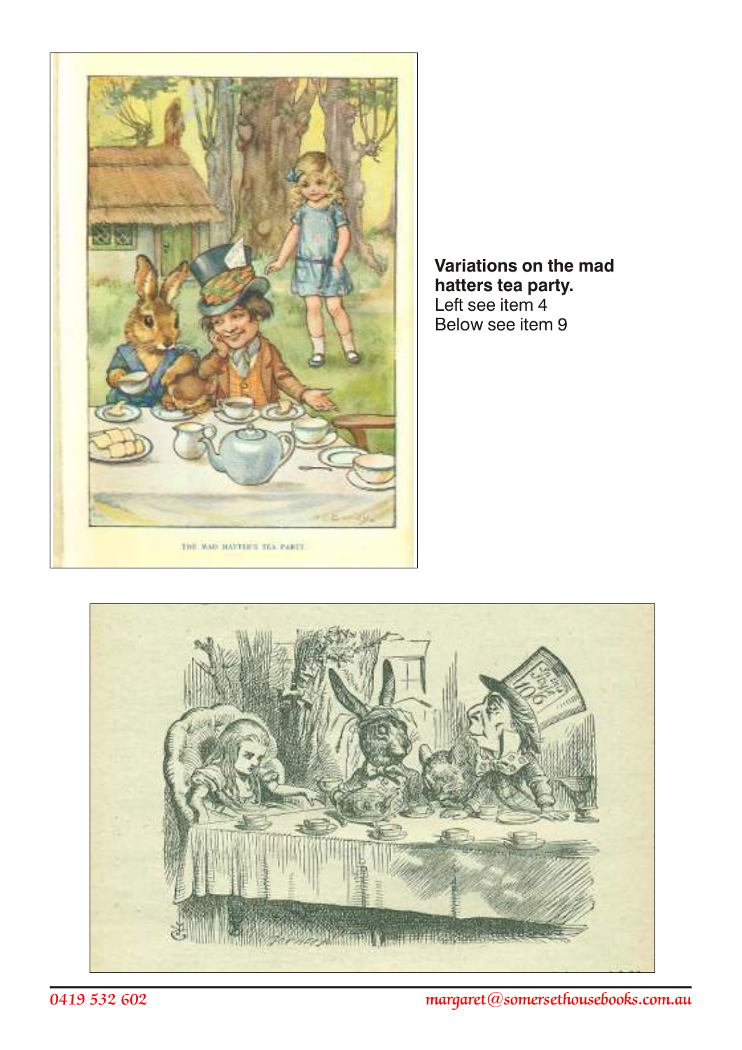THE MAD HATTER'S TEA PARTY

**Variations on the mad hatters tea party.**
Left see item 4
Below see item 9

0419 532 602

margaret@somersethousebooks.com.au